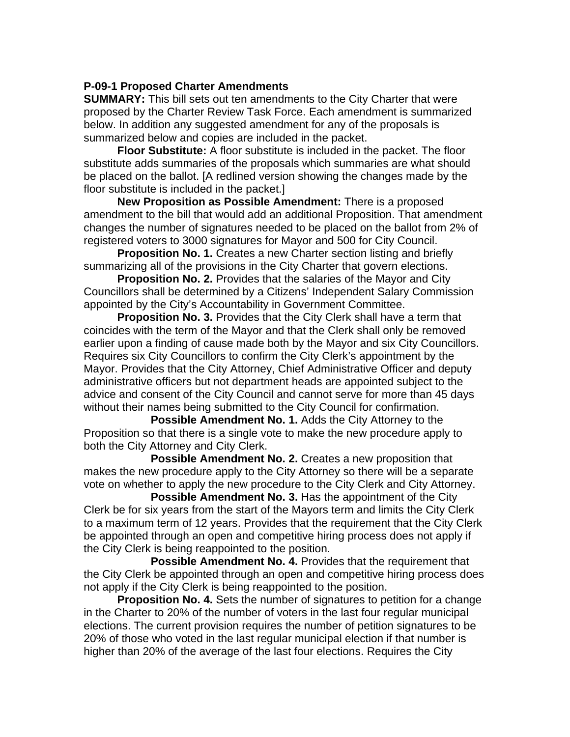**P-09-1 Proposed Charter Amendments**

**SUMMARY:** This bill sets out ten amendments to the City Charter that were proposed by the Charter Review Task Force. Each amendment is summarized below. In addition any suggested amendment for any of the proposals is summarized below and copies are included in the packet.

**Floor Substitute:** A floor substitute is included in the packet. The floor substitute adds summaries of the proposals which summaries are what should be placed on the ballot. [A redlined version showing the changes made by the floor substitute is included in the packet.]

**New Proposition as Possible Amendment:** There is a proposed amendment to the bill that would add an additional Proposition. That amendment changes the number of signatures needed to be placed on the ballot from 2% of registered voters to 3000 signatures for Mayor and 500 for City Council.

**Proposition No. 1.** Creates a new Charter section listing and briefly summarizing all of the provisions in the City Charter that govern elections.

**Proposition No. 2.** Provides that the salaries of the Mayor and City Councillors shall be determined by a Citizens' Independent Salary Commission appointed by the City's Accountability in Government Committee.

**Proposition No. 3.** Provides that the City Clerk shall have a term that coincides with the term of the Mayor and that the Clerk shall only be removed earlier upon a finding of cause made both by the Mayor and six City Councillors. Requires six City Councillors to confirm the City Clerk's appointment by the Mayor. Provides that the City Attorney, Chief Administrative Officer and deputy administrative officers but not department heads are appointed subject to the advice and consent of the City Council and cannot serve for more than 45 days without their names being submitted to the City Council for confirmation.

**Possible Amendment No. 1.** Adds the City Attorney to the Proposition so that there is a single vote to make the new procedure apply to both the City Attorney and City Clerk.

**Possible Amendment No. 2.** Creates a new proposition that makes the new procedure apply to the City Attorney so there will be a separate vote on whether to apply the new procedure to the City Clerk and City Attorney.

**Possible Amendment No. 3.** Has the appointment of the City Clerk be for six years from the start of the Mayors term and limits the City Clerk to a maximum term of 12 years. Provides that the requirement that the City Clerk be appointed through an open and competitive hiring process does not apply if the City Clerk is being reappointed to the position.

**Possible Amendment No. 4.** Provides that the requirement that the City Clerk be appointed through an open and competitive hiring process does not apply if the City Clerk is being reappointed to the position.

**Proposition No. 4.** Sets the number of signatures to petition for a change in the Charter to 20% of the number of voters in the last four regular municipal elections. The current provision requires the number of petition signatures to be 20% of those who voted in the last regular municipal election if that number is higher than 20% of the average of the last four elections. Requires the City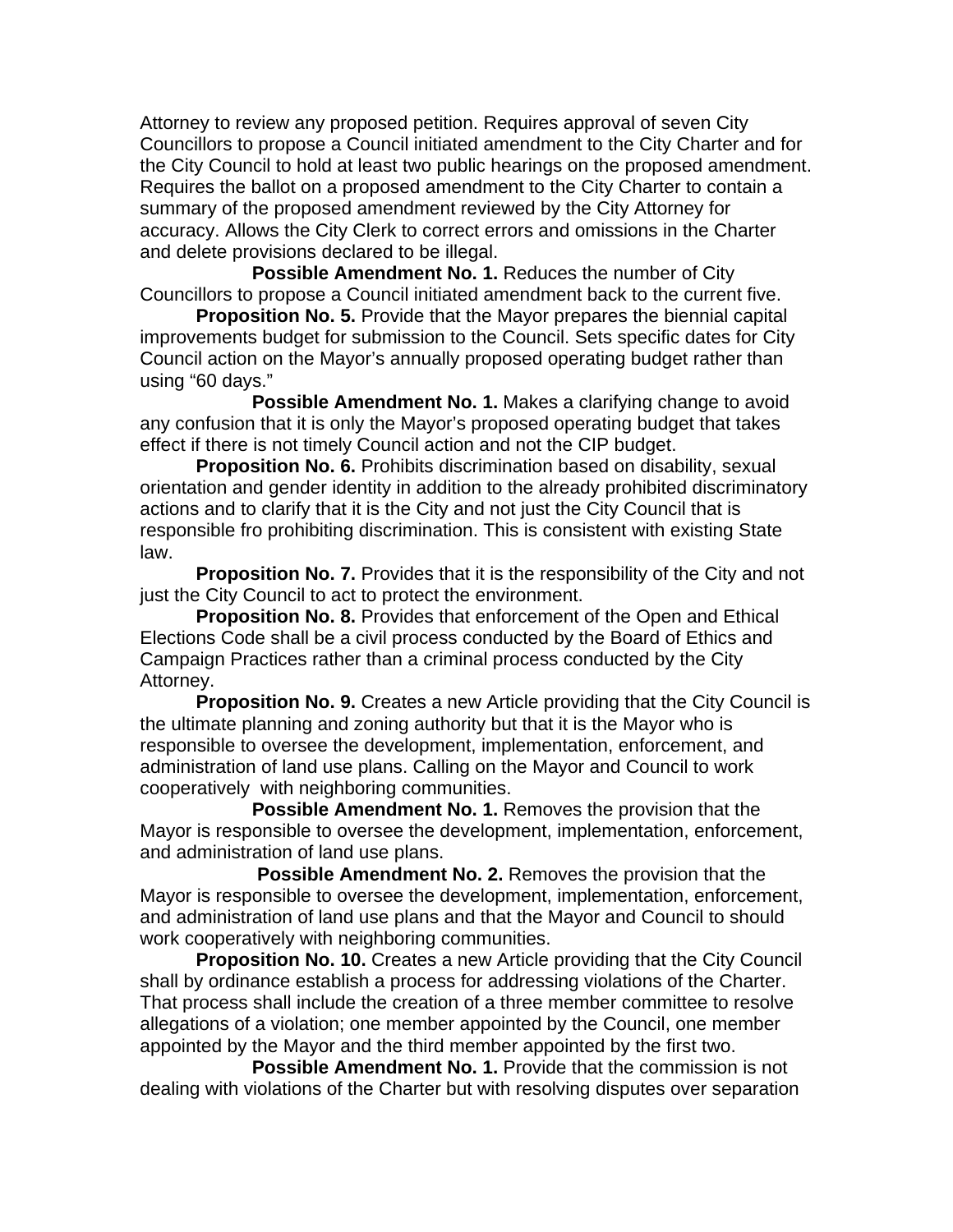Attorney to review any proposed petition. Requires approval of seven City Councillors to propose a Council initiated amendment to the City Charter and for the City Council to hold at least two public hearings on the proposed amendment. Requires the ballot on a proposed amendment to the City Charter to contain a summary of the proposed amendment reviewed by the City Attorney for accuracy. Allows the City Clerk to correct errors and omissions in the Charter and delete provisions declared to be illegal.

**Possible Amendment No. 1.** Reduces the number of City Councillors to propose a Council initiated amendment back to the current five.

**Proposition No. 5.** Provide that the Mayor prepares the biennial capital improvements budget for submission to the Council. Sets specific dates for City Council action on the Mayor's annually proposed operating budget rather than using "60 days."

**Possible Amendment No. 1.** Makes a clarifying change to avoid any confusion that it is only the Mayor's proposed operating budget that takes effect if there is not timely Council action and not the CIP budget.

**Proposition No. 6.** Prohibits discrimination based on disability, sexual orientation and gender identity in addition to the already prohibited discriminatory actions and to clarify that it is the City and not just the City Council that is responsible fro prohibiting discrimination. This is consistent with existing State law.

**Proposition No. 7.** Provides that it is the responsibility of the City and not just the City Council to act to protect the environment.

**Proposition No. 8.** Provides that enforcement of the Open and Ethical Elections Code shall be a civil process conducted by the Board of Ethics and Campaign Practices rather than a criminal process conducted by the City Attorney.

**Proposition No. 9.** Creates a new Article providing that the City Council is the ultimate planning and zoning authority but that it is the Mayor who is responsible to oversee the development, implementation, enforcement, and administration of land use plans. Calling on the Mayor and Council to work cooperatively with neighboring communities.

**Possible Amendment No. 1.** Removes the provision that the Mayor is responsible to oversee the development, implementation, enforcement, and administration of land use plans.

**Possible Amendment No. 2.** Removes the provision that the Mayor is responsible to oversee the development, implementation, enforcement, and administration of land use plans and that the Mayor and Council to should work cooperatively with neighboring communities.

**Proposition No. 10.** Creates a new Article providing that the City Council shall by ordinance establish a process for addressing violations of the Charter. That process shall include the creation of a three member committee to resolve allegations of a violation; one member appointed by the Council, one member appointed by the Mayor and the third member appointed by the first two.

**Possible Amendment No. 1.** Provide that the commission is not dealing with violations of the Charter but with resolving disputes over separation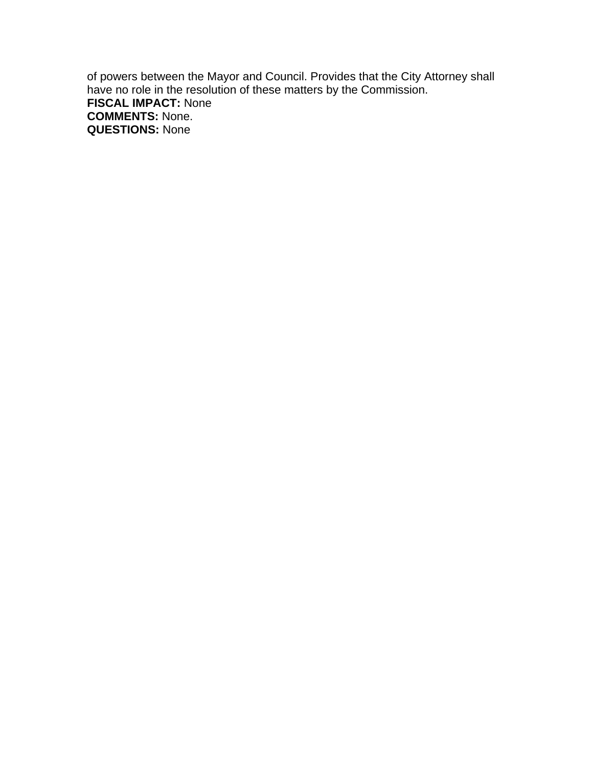of powers between the Mayor and Council. Provides that the City Attorney shall have no role in the resolution of these matters by the Commission.

**FISCAL IMPACT:** None

**COMMENTS:** None.

**QUESTIONS:** None